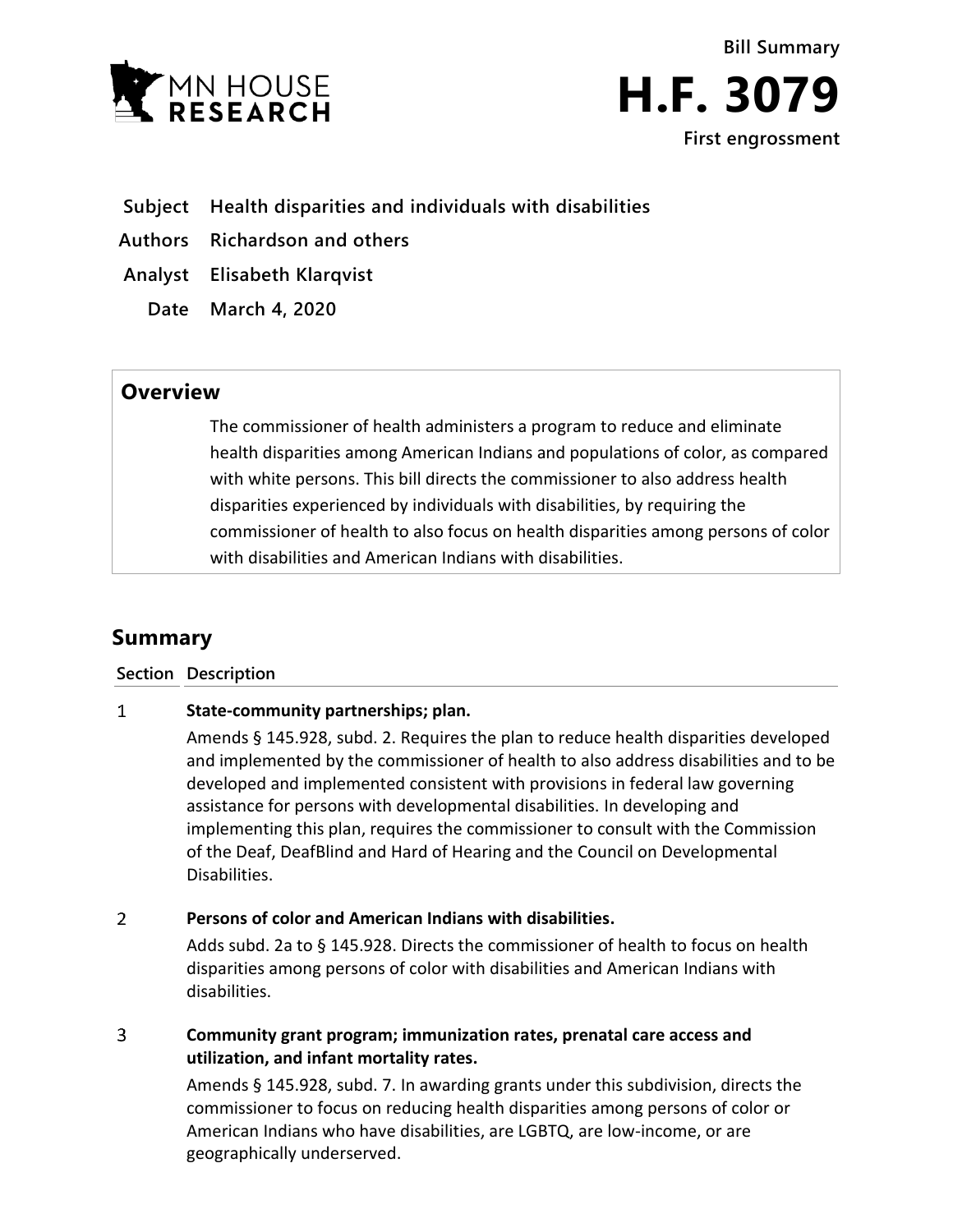MN HOUSE RESEARCH

Bill Summary

# H.F. 3079

First engrossment

**Subject** Health disparities and individuals with disabilities

**Authors** Richardson and others

**Analyst** Elisabeth Klarqvist

**Date** March 4, 2020

## Overview

The commissioner of health administers a program to reduce and eliminate health disparities among American Indians and populations of color, as compared with white persons. This bill directs the commissioner to also address health disparities experienced by individuals with disabilities, by requiring the commissioner of health to also focus on health disparities among persons of color with disabilities and American Indians with disabilities.

## Summary

| Section | Description |
|---|---|
| 1 | **State-community partnerships; plan.** Amends § 145.928, subd. 2. Requires the plan to reduce health disparities developed and implemented by the commissioner of health to also address disabilities and to be developed and implemented consistent with provisions in federal law governing assistance for persons with developmental disabilities. In developing and implementing this plan, requires the commissioner to consult with the Commission of the Deaf, DeafBlind and Hard of Hearing and the Council on Developmental Disabilities. |
| 2 | **Persons of color and American Indians with disabilities.** Adds subd. 2a to § 145.928. Directs the commissioner of health to focus on health disparities among persons of color with disabilities and American Indians with disabilities. |
| 3 | **Community grant program; immunization rates, prenatal care access and utilization, and infant mortality rates.** Amends § 145.928, subd. 7. In awarding grants under this subdivision, directs the commissioner to focus on reducing health disparities among persons of color or American Indians who have disabilities, are LGBTQ, are low-income, or are geographically underserved. |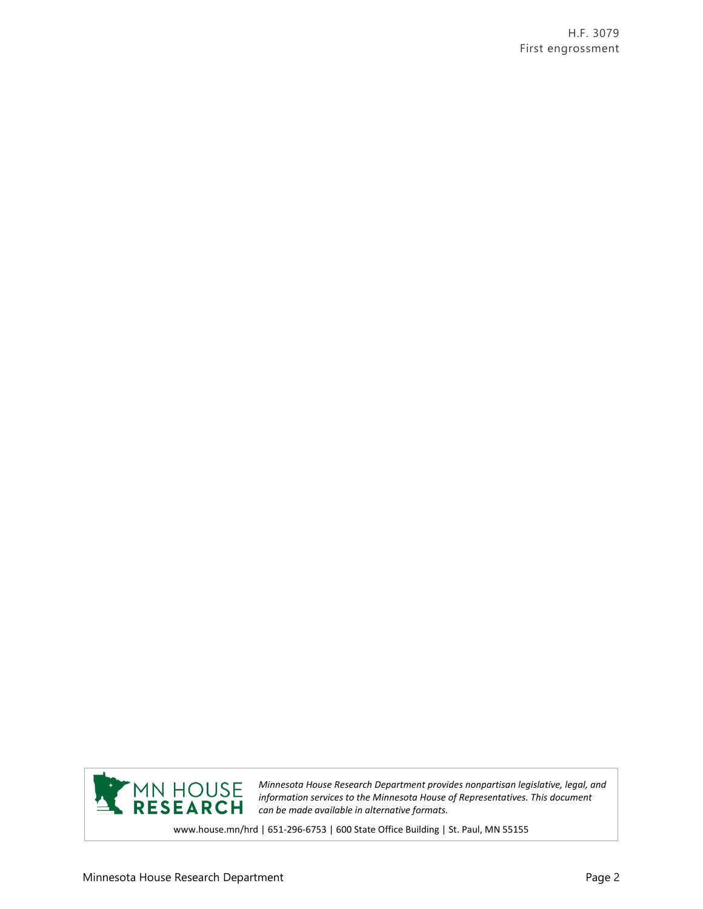Minnesota House Research Department provides nonpartisan legislative, legal, and information services to the Minnesota House of Representatives. This document can be made available in alternative formats.

www.house.mn/hrd | 651-296-6753 | 600 State Office Building | St. Paul, MN 55155